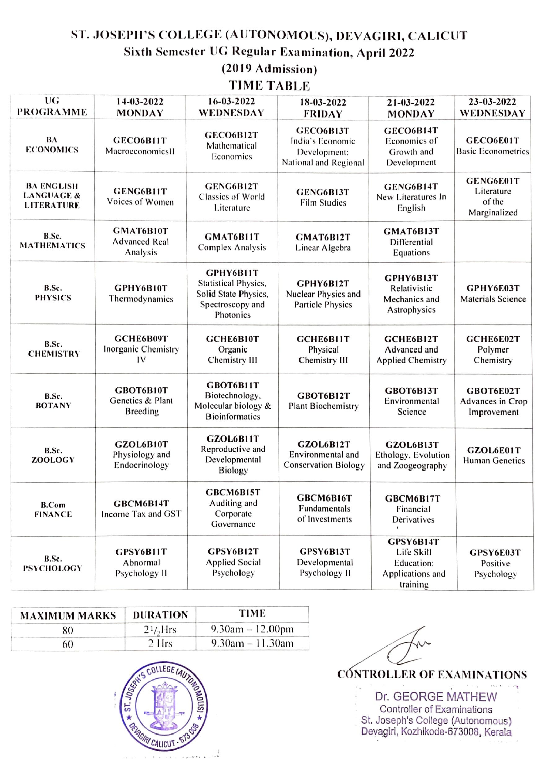# ST. JOSEPH'S COLLEGE (AUTONOMOUS), DEVAGIRI, CALICUT

## Sixth Semester UG Regular Examination, April 2022

## (2019 Admission)

## TIME TABLE

| UG PROGRAMME | 14-03-2022 MONDAY | 16-03-2022 WEDNESDAY | 18-03-2022 FRIDAY | 21-03-2022 MONDAY | 23-03-2022 WEDNESDAY |
|---|---|---|---|---|---|
| BA ECONOMICS | GECO6B11T MacroeconomicsII | GECO6B12T Mathematical Economics | GECO6B13T India's Economic Development: National and Regional | GECO6B14T Economics of Growth and Development | GECO6E01T Basic Econometrics |
| BA ENGLISH LANGUAGE & LITERATURE | GENG6B11T Voices of Women | GENG6B12T Classics of World Literature | GENG6B13T Film Studies | GENG6B14T New Literatures In English | GENG6E01T Literature of the Marginalized |
| B.Sc. MATHEMATICS | GMAT6B10T Advanced Real Analysis | GMAT6B11T Complex Analysis | GMAT6B12T Linear Algebra | GMAT6B13T Differential Equations | |
| B.Sc. PHYSICS | GPHY6B10T Thermodynamics | GPHY6B11T Statistical Physics, Solid State Physics, Spectroscopy and Photonics | GPHY6B12T Nuclear Physics and Particle Physics | GPHY6B13T Relativistic Mechanics and Astrophysics | GPHY6E03T Materials Science |
| B.Sc. CHEMISTRY | GCHE6B09T Inorganic Chemistry IV | GCHE6B10T Organic Chemistry III | GCHE6B11T Physical Chemistry III | GCHE6B12T Advanced and Applied Chemistry | GCHE6E02T Polymer Chemistry |
| B.Sc. BOTANY | GBOT6B10T Genetics & Plant Breeding | GBOT6B11T Biotechnology, Molecular biology & Bioinformatics | GBOT6B12T Plant Biochemistry | GBOT6B13T Environmental Science | GBOT6E02T Advances in Crop Improvement |
| B.Sc. ZOOLOGY | GZOL6B10T Physiology and Endocrinology | GZOL6B11T Reproductive and Developmental Biology | GZOL6B12T Environmental and Conservation Biology | GZOL6B13T Ethology, Evolution and Zoogeography | GZOL6E01T Human Genetics |
| B.Com FINANCE | GBCM6B14T Income Tax and GST | GBCM6B15T Auditing and Corporate Governance | GBCM6B16T Fundamentals of Investments | GBCM6B17T Financial Derivatives | |
| B.Sc. PSYCHOLOGY | GPSY6B11T Abnormal Psychology II | GPSY6B12T Applied Social Psychology | GPSY6B13T Developmental Psychology II | GPSY6B14T Life Skill Education: Applications and training | GPSY6E03T Positive Psychology |

| MAXIMUM MARKS | DURATION | TIME |
|---|---|---|
| 80 | 2½ Hrs | 9.30am – 12.00pm |
| 60 | 2 Hrs | 9.30am – 11.30am |

CONTROLLER OF EXAMINATIONS

Dr. GEORGE MATHEW
Controller of Examinations
St. Joseph's College (Autonomous)
Devagiri, Kozhikode-673008, Kerala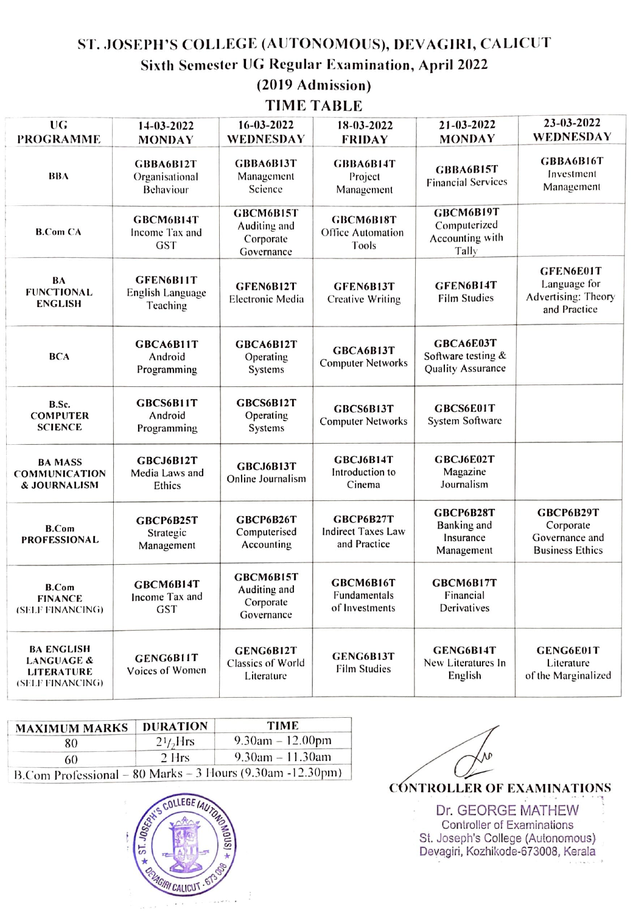# ST. JOSEPH'S COLLEGE (AUTONOMOUS), DEVAGIRI, CALICUT

## Sixth Semester UG Regular Examination, April 2022

## (2019 Admission)

## TIME TABLE

| UG PROGRAMME | 14-03-2022 MONDAY | 16-03-2022 WEDNESDAY | 18-03-2022 FRIDAY | 21-03-2022 MONDAY | 23-03-2022 WEDNESDAY |
|---|---|---|---|---|---|
| BBA | GBBA6B12T Organisational Behaviour | GBBA6B13T Management Science | GBBA6B14T Project Management | GBBA6B15T Financial Services | GBBA6B16T Investment Management |
| B.Com CA | GBCM6B14T Income Tax and GST | GBCM6B15T Auditing and Corporate Governance | GBCM6B18T Office Automation Tools | GBCM6B19T Computerized Accounting with Tally | |
| BA FUNCTIONAL ENGLISH | GFEN6B11T English Language Teaching | GFEN6B12T Electronic Media | GFEN6B13T Creative Writing | GFEN6B14T Film Studies | GFEN6E01T Language for Advertising: Theory and Practice |
| BCA | GBCA6B11T Android Programming | GBCA6B12T Operating Systems | GBCA6B13T Computer Networks | GBCA6E03T Software testing & Quality Assurance | |
| B.Sc. COMPUTER SCIENCE | GBCS6B11T Android Programming | GBCS6B12T Operating Systems | GBCS6B13T Computer Networks | GBCS6E01T System Software | |
| BA MASS COMMUNICATION & JOURNALISM | GBCJ6B12T Media Laws and Ethics | GBCJ6B13T Online Journalism | GBCJ6B14T Introduction to Cinema | GBCJ6E02T Magazine Journalism | |
| B.Com PROFESSIONAL | GBCP6B25T Strategic Management | GBCP6B26T Computerised Accounting | GBCP6B27T Indirect Taxes Law and Practice | GBCP6B28T Banking and Insurance Management | GBCP6B29T Corporate Governance and Business Ethics |
| B.Com FINANCE (SELF FINANCING) | GBCM6B14T Income Tax and GST | GBCM6B15T Auditing and Corporate Governance | GBCM6B16T Fundamentals of Investments | GBCM6B17T Financial Derivatives | |
| BA ENGLISH LANGUAGE & LITERATURE (SELF FINANCING) | GENG6B11T Voices of Women | GENG6B12T Classics of World Literature | GENG6B13T Film Studies | GENG6B14T New Literatures In English | GENG6E01T Literature of the Marginalized |

| MAXIMUM MARKS | DURATION | TIME |
|---|---|---|
| 80 | $2\frac{1}{2}$ Hrs | 9.30am – 12.00pm |
| 60 | 2 Hrs | 9.30am – 11.30am |
| B.Com Professional – 80 Marks – 3 Hours (9.30am -12.30pm) | | |

CONTROLLER OF EXAMINATIONS

Dr. GEORGE MATHEW
Controller of Examinations
St. Joseph's College (Autonomous)
Devagiri, Kozhikode-673008, Kerala